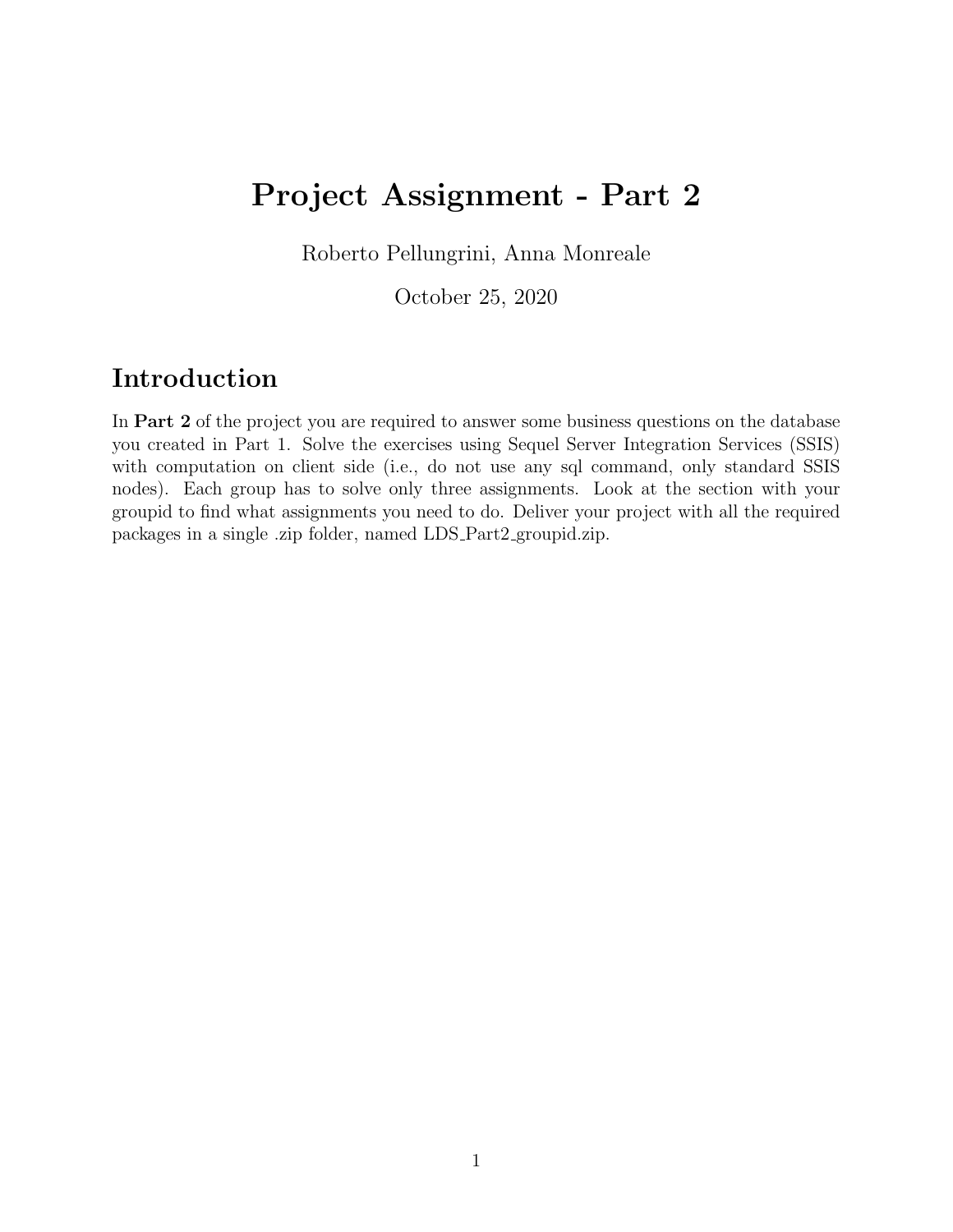# Project Assignment - Part 2

Roberto Pellungrini, Anna Monreale

October 25, 2020

## Introduction

In **Part 2** of the project you are required to answer some business questions on the database you created in Part 1. Solve the exercises using Sequel Server Integration Services (SSIS) with computation on client side (i.e., do not use any sql command, only standard SSIS nodes). Each group has to solve only three assignments. Look at the section with your groupid to find what assignments you need to do. Deliver your project with all the required packages in a single .zip folder, named LDS_Part2_groupid.zip.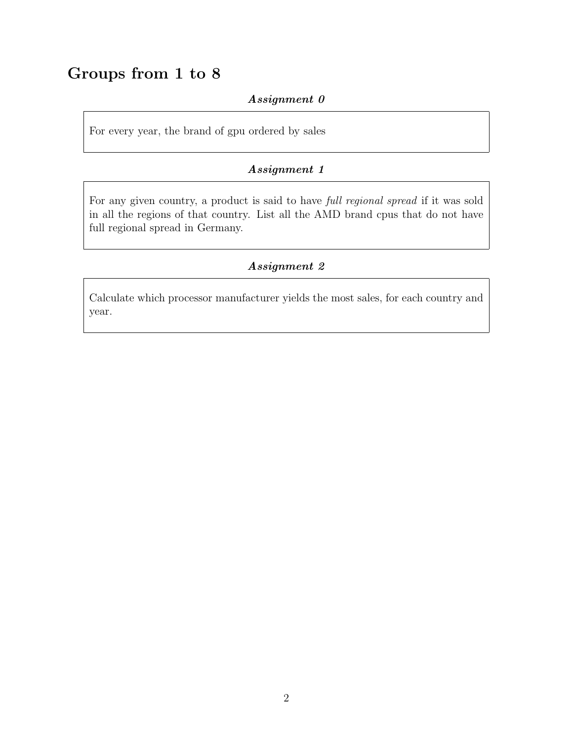## Groups from 1 to 8

***Assignment 0***

For every year, the brand of gpu ordered by sales

***Assignment 1***

For any given country, a product is said to have *full regional spread* if it was sold in all the regions of that country. List all the AMD brand cpus that do not have full regional spread in Germany.

***Assignment 2***

Calculate which processor manufacturer yields the most sales, for each country and year.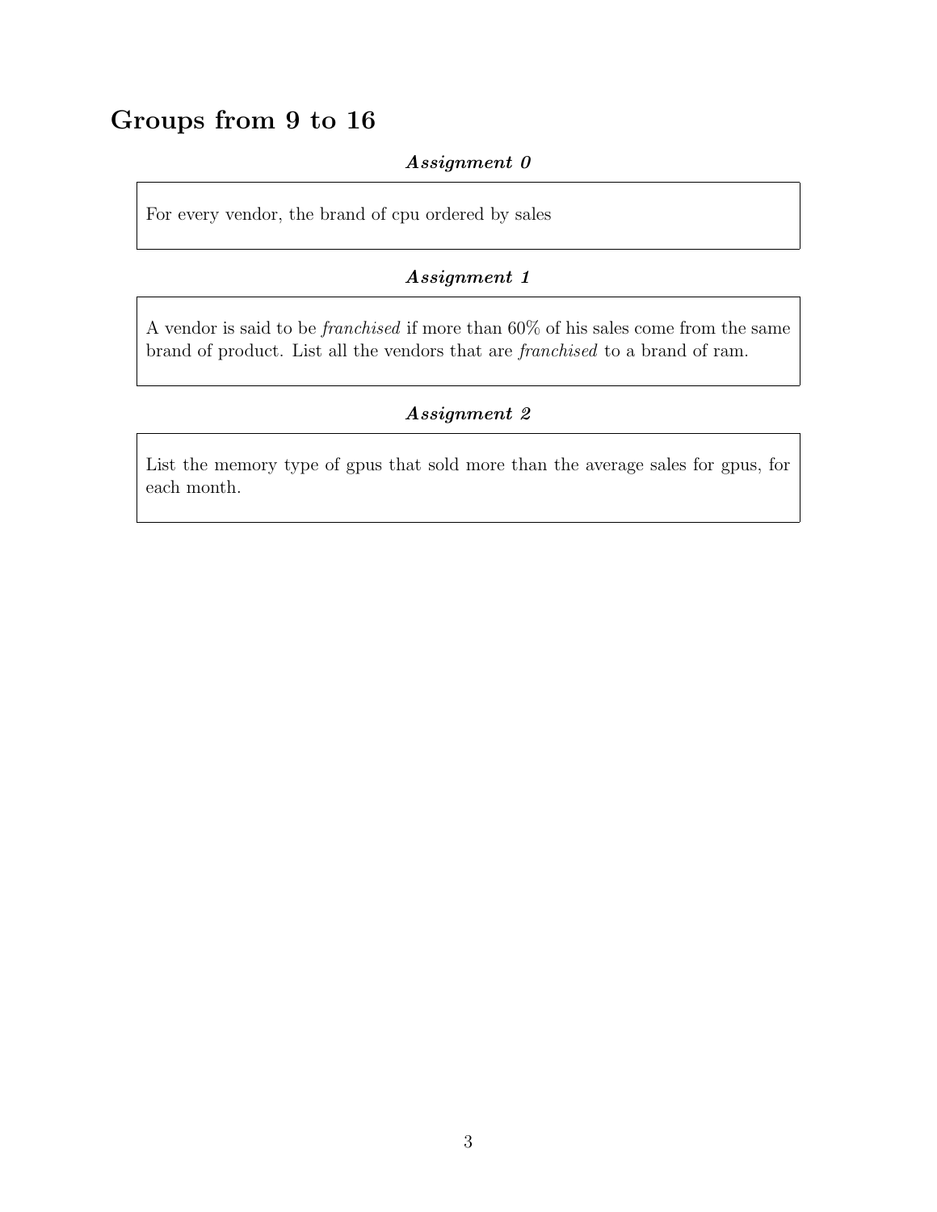## Groups from 9 to 16

***Assignment 0***

For every vendor, the brand of cpu ordered by sales

***Assignment 1***

A vendor is said to be *franchised* if more than 60% of his sales come from the same brand of product. List all the vendors that are *franchised* to a brand of ram.

***Assignment 2***

List the memory type of gpus that sold more than the average sales for gpus, for each month.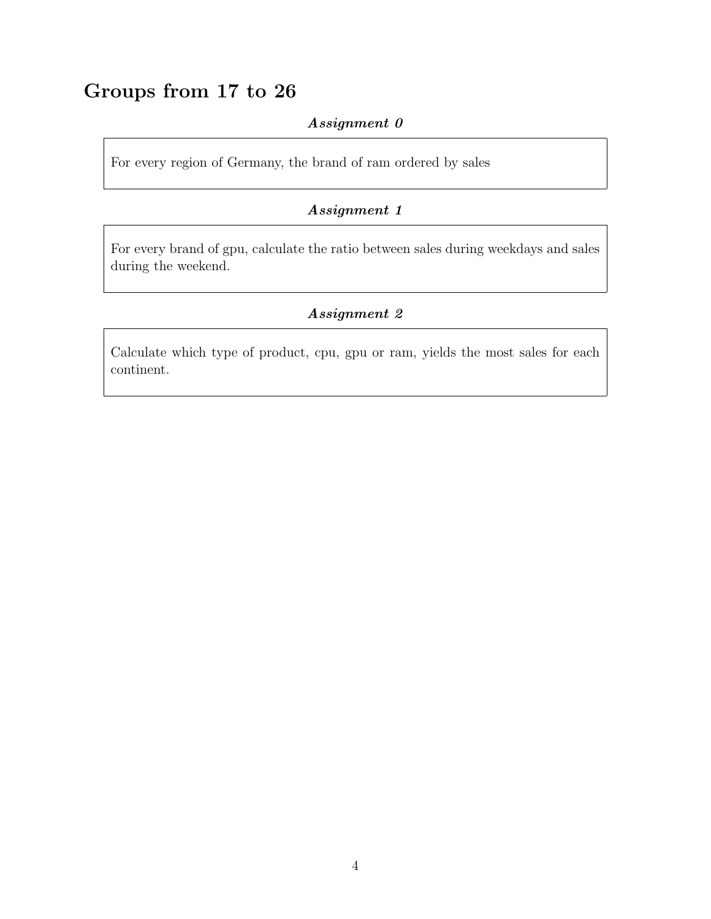## Groups from 17 to 26

***Assignment 0***

For every region of Germany, the brand of ram ordered by sales

***Assignment 1***

For every brand of gpu, calculate the ratio between sales during weekdays and sales during the weekend.

***Assignment 2***

Calculate which type of product, cpu, gpu or ram, yields the most sales for each continent.